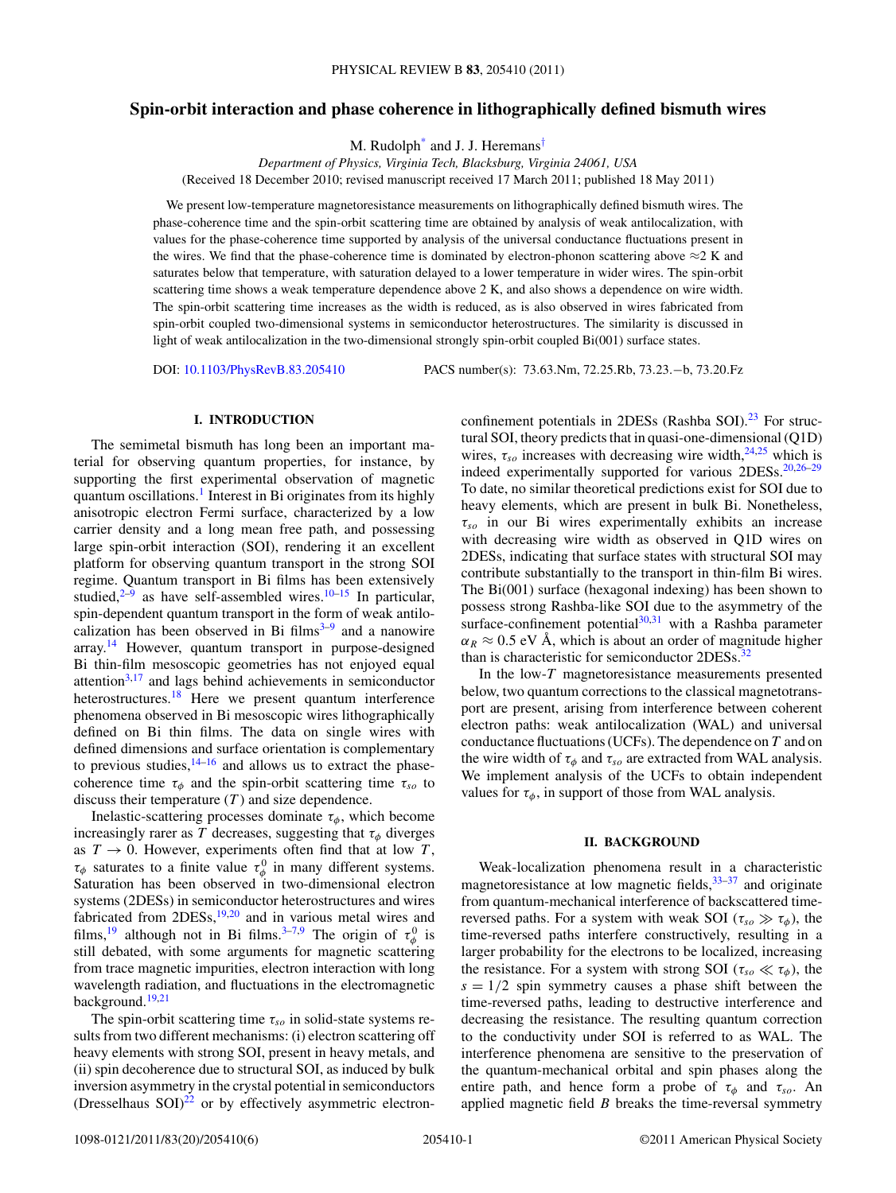# Spin-orbit interaction and phase coherence in lithographically defined bismuth wires

M. Rudolph[*] and J. J. Heremans[†]

*Department of Physics, Virginia Tech, Blacksburg, Virginia 24061, USA*

(Received 18 December 2010; revised manuscript received 17 March 2011; published 18 May 2011)

We present low-temperature magnetoresistance measurements on lithographically defined bismuth wires. The phase-coherence time and the spin-orbit scattering time are obtained by analysis of weak antilocalization, with values for the phase-coherence time supported by analysis of the universal conductance fluctuations present in the wires. We find that the phase-coherence time is dominated by electron-phonon scattering above ≈2 K and saturates below that temperature, with saturation delayed to a lower temperature in wider wires. The spin-orbit scattering time shows a weak temperature dependence above 2 K, and also shows a dependence on wire width. The spin-orbit scattering time increases as the width is reduced, as is also observed in wires fabricated from spin-orbit coupled two-dimensional systems in semiconductor heterostructures. The similarity is discussed in light of weak antilocalization in the two-dimensional strongly spin-orbit coupled Bi(001) surface states.

DOI: 10.1103/PhysRevB.83.205410 PACS number(s): 73.63.Nm, 72.25.Rb, 73.23.−b, 73.20.Fz

## I. INTRODUCTION

The semimetal bismuth has long been an important material for observing quantum properties, for instance, by supporting the first experimental observation of magnetic quantum oscillations.[1] Interest in Bi originates from its highly anisotropic electron Fermi surface, characterized by a low carrier density and a long mean free path, and possessing large spin-orbit interaction (SOI), rendering it an excellent platform for observing quantum transport in the strong SOI regime. Quantum transport in Bi films has been extensively studied,[2–9] as have self-assembled wires.[10–15] In particular, spin-dependent quantum transport in the form of weak antilocalization has been observed in Bi films[3–9] and a nanowire array.[14] However, quantum transport in purpose-designed Bi thin-film mesoscopic geometries has not enjoyed equal attention[3,17] and lags behind achievements in semiconductor heterostructures.[18] Here we present quantum interference phenomena observed in Bi mesoscopic wires lithographically defined on Bi thin films. The data on single wires with defined dimensions and surface orientation is complementary to previous studies,[14–16] and allows us to extract the phase-coherence time $\tau_\phi$ and the spin-orbit scattering time $\tau_{so}$ to discuss their temperature ($T$) and size dependence.

Inelastic-scattering processes dominate $\tau_\phi$, which become increasingly rarer as $T$ decreases, suggesting that $\tau_\phi$ diverges as $T \to 0$. However, experiments often find that at low $T$, $\tau_\phi$ saturates to a finite value $\tau_\phi^0$ in many different systems. Saturation has been observed in two-dimensional electron systems (2DESs) in semiconductor heterostructures and wires fabricated from 2DESs,[19,20] and in various metal wires and films,[19] although not in Bi films.[3–7,9] The origin of $\tau_\phi^0$ is still debated, with some arguments for magnetic scattering from trace magnetic impurities, electron interaction with long wavelength radiation, and fluctuations in the electromagnetic background.[19,21]

The spin-orbit scattering time $\tau_{so}$ in solid-state systems results from two different mechanisms: (i) electron scattering off heavy elements with strong SOI, present in heavy metals, and (ii) spin decoherence due to structural SOI, as induced by bulk inversion asymmetry in the crystal potential in semiconductors (Dresselhaus SOI)[22] or by effectively asymmetric electron-confinement potentials in 2DESs (Rashba SOI).[23] For structural SOI, theory predicts that in quasi-one-dimensional (Q1D) wires, $\tau_{so}$ increases with decreasing wire width,[24,25] which is indeed experimentally supported for various 2DESs.[20,26–29] To date, no similar theoretical predictions exist for SOI due to heavy elements, which are present in bulk Bi. Nonetheless, $\tau_{so}$ in our Bi wires experimentally exhibits an increase with decreasing wire width as observed in Q1D wires on 2DESs, indicating that surface states with structural SOI may contribute substantially to the transport in thin-film Bi wires. The Bi(001) surface (hexagonal indexing) has been shown to possess strong Rashba-like SOI due to the asymmetry of the surface-confinement potential[30,31] with a Rashba parameter $\alpha_R \approx 0.5$ eV Å, which is about an order of magnitude higher than is characteristic for semiconductor 2DESs.[32]

In the low-$T$ magnetoresistance measurements presented below, two quantum corrections to the classical magnetotransport are present, arising from interference between coherent electron paths: weak antilocalization (WAL) and universal conductance fluctuations (UCFs). The dependence on $T$ and on the wire width of $\tau_\phi$ and $\tau_{so}$ are extracted from WAL analysis. We implement analysis of the UCFs to obtain independent values for $\tau_\phi$, in support of those from WAL analysis.

## II. BACKGROUND

Weak-localization phenomena result in a characteristic magnetoresistance at low magnetic fields,[33–37] and originate from quantum-mechanical interference of backscattered time-reversed paths. For a system with weak SOI ($\tau_{so} \gg \tau_\phi$), the time-reversed paths interfere constructively, resulting in a larger probability for the electrons to be localized, increasing the resistance. For a system with strong SOI ($\tau_{so} \ll \tau_\phi$), the $s = 1/2$ spin symmetry causes a phase shift between the time-reversed paths, leading to destructive interference and decreasing the resistance. The resulting quantum correction to the conductivity under SOI is referred to as WAL. The interference phenomena are sensitive to the preservation of the quantum-mechanical orbital and spin phases along the entire path, and hence form a probe of $\tau_\phi$ and $\tau_{so}$. An applied magnetic field $B$ breaks the time-reversal symmetry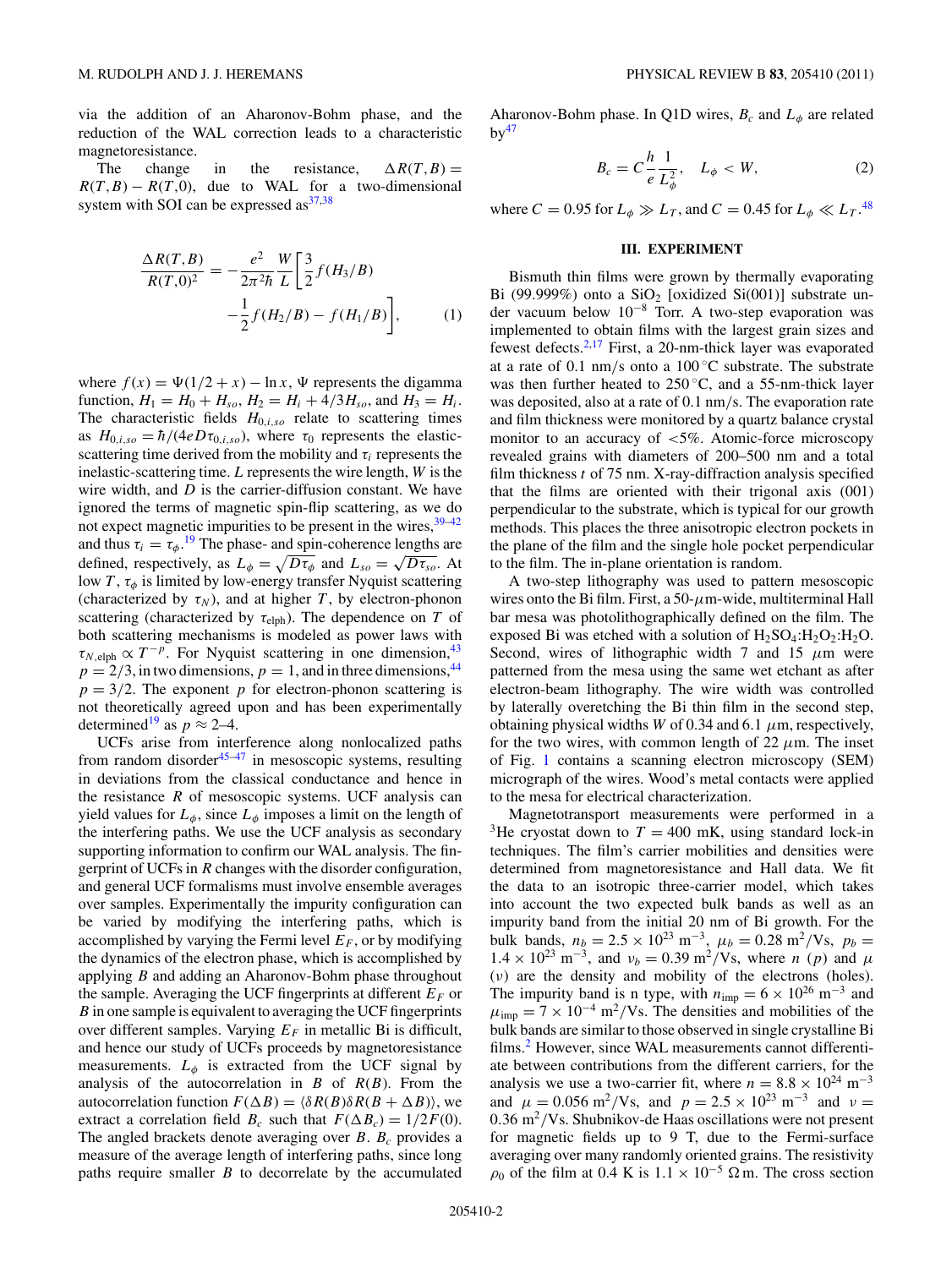via the addition of an Aharonov-Bohm phase, and the reduction of the WAL correction leads to a characteristic magnetoresistance.

The change in the resistance, $\Delta R(T,B) = R(T,B) - R(T,0)$, due to WAL for a two-dimensional system with SOI can be expressed as[37,38]

$$\frac{\Delta R(T,B)}{R(T,0)^2} = -\frac{e^2}{2\pi^2\hbar}\frac{W}{L}\left[\frac{3}{2}f(H_3/B) - \frac{1}{2}f(H_2/B) - f(H_1/B)\right], \quad (1)$$

where $f(x) = \Psi(1/2 + x) - \ln x$, $\Psi$ represents the digamma function, $H_1 = H_0 + H_{so}$, $H_2 = H_i + 4/3H_{so}$, and $H_3 = H_i$. The characteristic fields $H_{0,i,so}$ relate to scattering times as $H_{0,i,so} = \hbar/(4eD\tau_{0,i,so})$, where $\tau_0$ represents the elastic-scattering time derived from the mobility and $\tau_i$ represents the inelastic-scattering time. $L$ represents the wire length, $W$ is the wire width, and $D$ is the carrier-diffusion constant. We have ignored the terms of magnetic spin-flip scattering, as we do not expect magnetic impurities to be present in the wires,[39–42] and thus $\tau_i = \tau_\phi$.[19] The phase- and spin-coherence lengths are defined, respectively, as $L_\phi = \sqrt{D\tau_\phi}$ and $L_{so} = \sqrt{D\tau_{so}}$. At low $T$, $\tau_\phi$ is limited by low-energy transfer Nyquist scattering (characterized by $\tau_N$), and at higher $T$, by electron-phonon scattering (characterized by $\tau_{\text{elph}}$). The dependence on $T$ of both scattering mechanisms is modeled as power laws with $\tau_{N,\text{elph}} \propto T^{-p}$. For Nyquist scattering in one dimension,[43] $p = 2/3$, in two dimensions, $p = 1$, and in three dimensions,[44] $p = 3/2$. The exponent $p$ for electron-phonon scattering is not theoretically agreed upon and has been experimentally determined[19] as $p \approx 2$–4.

UCFs arise from interference along nonlocalized paths from random disorder[45–47] in mesoscopic systems, resulting in deviations from the classical conductance and hence in the resistance $R$ of mesoscopic systems. UCF analysis can yield values for $L_\phi$, since $L_\phi$ imposes a limit on the length of the interfering paths. We use the UCF analysis as secondary supporting information to confirm our WAL analysis. The fingerprint of UCFs in $R$ changes with the disorder configuration, and general UCF formalisms must involve ensemble averages over samples. Experimentally the impurity configuration can be varied by modifying the interfering paths, which is accomplished by varying the Fermi level $E_F$, or by modifying the dynamics of the electron phase, which is accomplished by applying $B$ and adding an Aharonov-Bohm phase throughout the sample. Averaging the UCF fingerprints at different $E_F$ or $B$ in one sample is equivalent to averaging the UCF fingerprints over different samples. Varying $E_F$ in metallic Bi is difficult, and hence our study of UCFs proceeds by magnetoresistance measurements. $L_\phi$ is extracted from the UCF signal by analysis of the autocorrelation in $B$ of $R(B)$. From the autocorrelation function $F(\Delta B) = \langle \delta R(B)\delta R(B + \Delta B)\rangle$, we extract a correlation field $B_c$ such that $F(\Delta B_c) = 1/2F(0)$. The angled brackets denote averaging over $B$. $B_c$ provides a measure of the average length of interfering paths, since long paths require smaller $B$ to decorrelate by the accumulated Aharonov-Bohm phase. In Q1D wires, $B_c$ and $L_\phi$ are related by[47]

$$B_c = C\frac{h}{e}\frac{1}{L_\phi^2}, \quad L_\phi < W, \quad (2)$$

where $C = 0.95$ for $L_\phi \gg L_T$, and $C = 0.45$ for $L_\phi \ll L_T$.[48]

## III. EXPERIMENT

Bismuth thin films were grown by thermally evaporating Bi (99.999%) onto a $SiO_2$ [oxidized Si(001)] substrate under vacuum below $10^{-8}$ Torr. A two-step evaporation was implemented to obtain films with the largest grain sizes and fewest defects.[2,17] First, a 20-nm-thick layer was evaporated at a rate of 0.1 nm/s onto a 100 °C substrate. The substrate was then further heated to 250 °C, and a 55-nm-thick layer was deposited, also at a rate of 0.1 nm/s. The evaporation rate and film thickness were monitored by a quartz balance crystal monitor to an accuracy of <5%. Atomic-force microscopy revealed grains with diameters of 200–500 nm and a total film thickness $t$ of 75 nm. X-ray-diffraction analysis specified that the films are oriented with their trigonal axis (001) perpendicular to the substrate, which is typical for our growth methods. This places the three anisotropic electron pockets in the plane of the film and the single hole pocket perpendicular to the film. The in-plane orientation is random.

A two-step lithography was used to pattern mesoscopic wires onto the Bi film. First, a 50-$\mu$m-wide, multiterminal Hall bar mesa was photolithographically defined on the film. The exposed Bi was etched with a solution of $H_2SO_4$:$H_2O_2$:$H_2O$. Second, wires of lithographic width 7 and 15 $\mu$m were patterned from the mesa using the same wet etchant as after electron-beam lithography. The wire width was controlled by laterally overetching the Bi thin film in the second step, obtaining physical widths $W$ of 0.34 and 6.1 $\mu$m, respectively, for the two wires, with common length of 22 $\mu$m. The inset of Fig. 1 contains a scanning electron microscopy (SEM) micrograph of the wires. Wood's metal contacts were applied to the mesa for electrical characterization.

Magnetotransport measurements were performed in a $^3$He cryostat down to $T = 400$ mK, using standard lock-in techniques. The film's carrier mobilities and densities were determined from magnetoresistance and Hall data. We fit the data to an isotropic three-carrier model, which takes into account the two expected bulk bands as well as an impurity band from the initial 20 nm of Bi growth. For the bulk bands, $n_b = 2.5 \times 10^{23}$ m$^{-3}$, $\mu_b = 0.28$ m$^2$/Vs, $p_b = 1.4 \times 10^{23}$ m$^{-3}$, and $\nu_b = 0.39$ m$^2$/Vs, where $n$ ($p$) and $\mu$ ($\nu$) are the density and mobility of the electrons (holes). The impurity band is n type, with $n_{\text{imp}} = 6 \times 10^{26}$ m$^{-3}$ and $\mu_{\text{imp}} = 7 \times 10^{-4}$ m$^2$/Vs. The densities and mobilities of the bulk bands are similar to those observed in single crystalline Bi films.[2] However, since WAL measurements cannot differentiate between contributions from the different carriers, for the analysis we use a two-carrier fit, where $n = 8.8 \times 10^{24}$ m$^{-3}$ and $\mu = 0.056$ m$^2$/Vs, and $p = 2.5 \times 10^{23}$ m$^{-3}$ and $\nu = 0.36$ m$^2$/Vs. Shubnikov-de Haas oscillations were not present for magnetic fields up to 9 T, due to the Fermi-surface averaging over many randomly oriented grains. The resistivity $\rho_0$ of the film at 0.4 K is $1.1 \times 10^{-5}$ $\Omega$ m. The cross section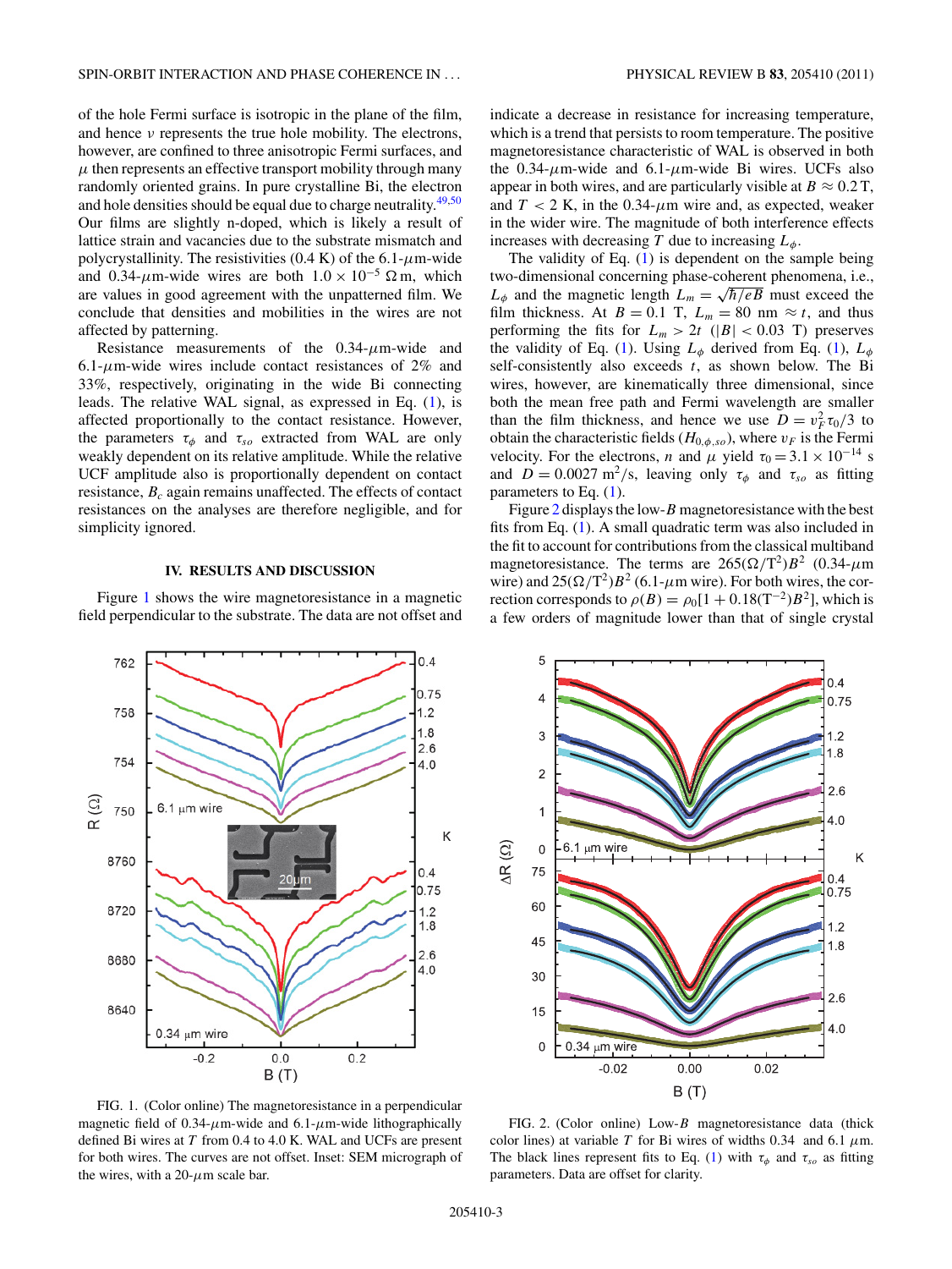of the hole Fermi surface is isotropic in the plane of the film, and hence $\nu$ represents the true hole mobility. The electrons, however, are confined to three anisotropic Fermi surfaces, and $\mu$ then represents an effective transport mobility through many randomly oriented grains. In pure crystalline Bi, the electron and hole densities should be equal due to charge neutrality.[49,50] Our films are slightly n-doped, which is likely a result of lattice strain and vacancies due to the substrate mismatch and polycrystallinity. The resistivities (0.4 K) of the 6.1-$\mu$m-wide and 0.34-$\mu$m-wide wires are both $1.0 \times 10^{-5}$ $\Omega$ m, which are values in good agreement with the unpatterned film. We conclude that densities and mobilities in the wires are not affected by patterning.

Resistance measurements of the 0.34-$\mu$m-wide and 6.1-$\mu$m-wide wires include contact resistances of 2% and 33%, respectively, originating in the wide Bi connecting leads. The relative WAL signal, as expressed in Eq. (1), is affected proportionally to the contact resistance. However, the parameters $\tau_\phi$ and $\tau_{so}$ extracted from WAL are only weakly dependent on its relative amplitude. While the relative UCF amplitude also is proportionally dependent on contact resistance, $B_c$ again remains unaffected. The effects of contact resistances on the analyses are therefore negligible, and for simplicity ignored.

## IV. RESULTS AND DISCUSSION

Figure 1 shows the wire magnetoresistance in a magnetic field perpendicular to the substrate. The data are not offset and indicate a decrease in resistance for increasing temperature, which is a trend that persists to room temperature. The positive magnetoresistance characteristic of WAL is observed in both the 0.34-$\mu$m-wide and 6.1-$\mu$m-wide Bi wires. UCFs also appear in both wires, and are particularly visible at $B \approx 0.2$ T, and $T < 2$ K, in the 0.34-$\mu$m wire and, as expected, weaker in the wider wire. The magnitude of both interference effects increases with decreasing $T$ due to increasing $L_\phi$.

The validity of Eq. (1) is dependent on the sample being two-dimensional concerning phase-coherent phenomena, i.e., $L_\phi$ and the magnetic length $L_m = \sqrt{\hbar/eB}$ must exceed the film thickness. At $B = 0.1$ T, $L_m = 80$ nm $\approx t$, and thus performing the fits for $L_m > 2t$ ($|B| < 0.03$ T) preserves the validity of Eq. (1). Using $L_\phi$ derived from Eq. (1), $L_\phi$ self-consistently also exceeds $t$, as shown below. The Bi wires, however, are kinematically three dimensional, since both the mean free path and Fermi wavelength are smaller than the film thickness, and hence we use $D = v_F^2 \tau_0/3$ to obtain the characteristic fields ($H_{0,\phi,so}$), where $v_F$ is the Fermi velocity. For the electrons, $n$ and $\mu$ yield $\tau_0 = 3.1 \times 10^{-14}$ s and $D = 0.0027$ m$^2$/s, leaving only $\tau_\phi$ and $\tau_{so}$ as fitting parameters to Eq. (1).

Figure 2 displays the low-$B$ magnetoresistance with the best fits from Eq. (1). A small quadratic term was also included in the fit to account for contributions from the classical multiband magnetoresistance. The terms are $265(\Omega/\mathrm{T}^2)B^2$ (0.34-$\mu$m wire) and $25(\Omega/\mathrm{T}^2)B^2$ (6.1-$\mu$m wire). For both wires, the correction corresponds to $\rho(B) = \rho_0[1 + 0.18(\mathrm{T}^{-2})B^2]$, which is a few orders of magnitude lower than that of single crystal

FIG. 1. (Color online) The magnetoresistance in a perpendicular magnetic field of 0.34-$\mu$m-wide and 6.1-$\mu$m-wide lithographically defined Bi wires at $T$ from 0.4 to 4.0 K. WAL and UCFs are present for both wires. The curves are not offset. Inset: SEM micrograph of the wires, with a 20-$\mu$m scale bar.

FIG. 2. (Color online) Low-$B$ magnetoresistance data (thick color lines) at variable $T$ for Bi wires of widths 0.34 and 6.1 $\mu$m. The black lines represent fits to Eq. (1) with $\tau_\phi$ and $\tau_{so}$ as fitting parameters. Data are offset for clarity.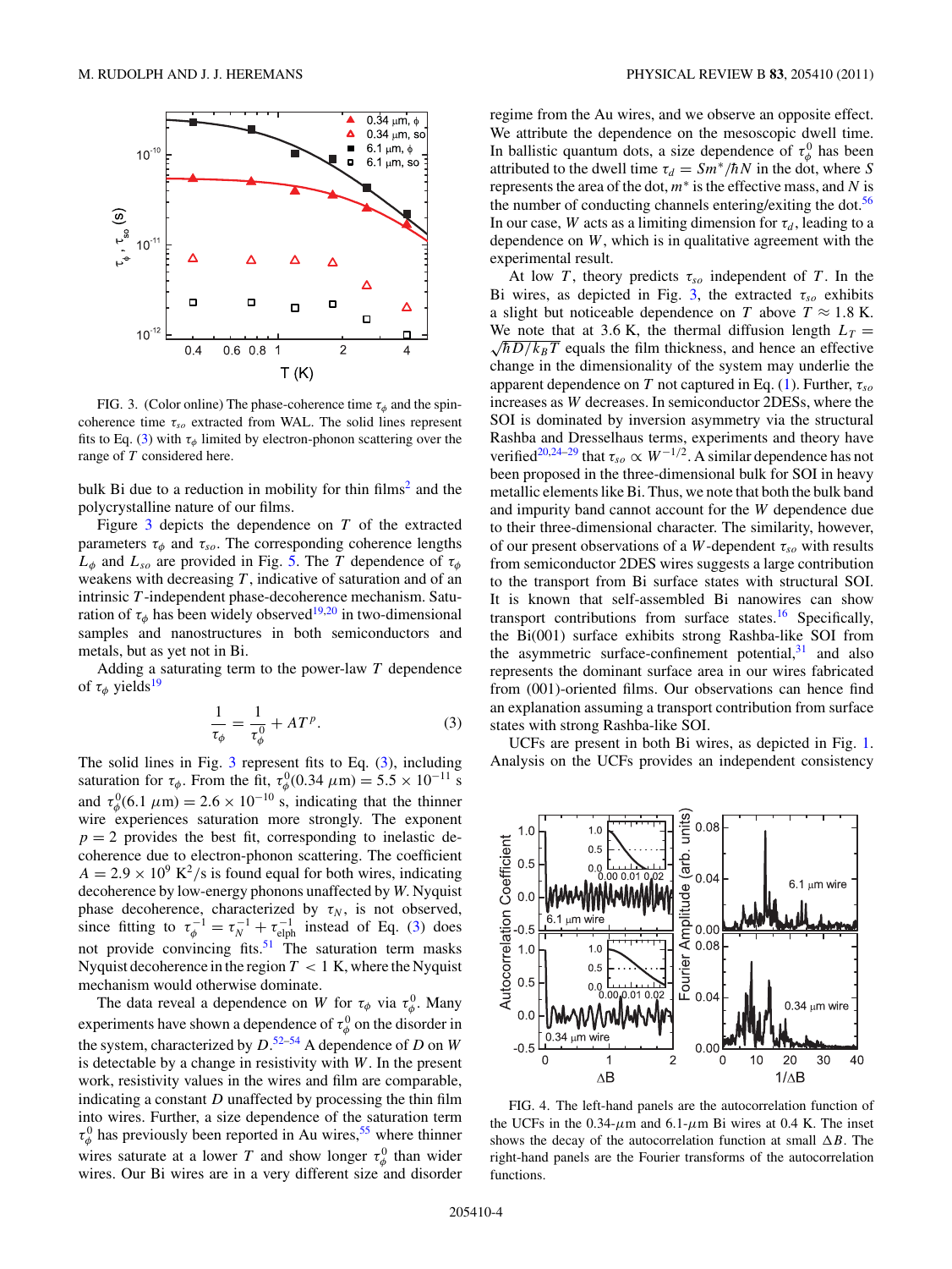FIG. 3. (Color online) The phase-coherence time $\tau_\phi$ and the spin-coherence time $\tau_{so}$ extracted from WAL. The solid lines represent fits to Eq. (3) with $\tau_\phi$ limited by electron-phonon scattering over the range of $T$ considered here.

bulk Bi due to a reduction in mobility for thin films[2] and the polycrystalline nature of our films.

Figure 3 depicts the dependence on $T$ of the extracted parameters $\tau_\phi$ and $\tau_{so}$. The corresponding coherence lengths $L_\phi$ and $L_{so}$ are provided in Fig. 5. The $T$ dependence of $\tau_\phi$ weakens with decreasing $T$, indicative of saturation and of an intrinsic $T$-independent phase-decoherence mechanism. Saturation of $\tau_\phi$ has been widely observed[19,20] in two-dimensional samples and nanostructures in both semiconductors and metals, but as yet not in Bi.

Adding a saturating term to the power-law $T$ dependence of $\tau_\phi$ yields[19]

$$\frac{1}{\tau_\phi} = \frac{1}{\tau_\phi^0} + AT^p. \tag{3}$$

The solid lines in Fig. 3 represent fits to Eq. (3), including saturation for $\tau_\phi$. From the fit, $\tau_\phi^0(0.34\ \mu\text{m}) = 5.5 \times 10^{-11}$ s and $\tau_\phi^0(6.1\ \mu\text{m}) = 2.6 \times 10^{-10}$ s, indicating that the thinner wire experiences saturation more strongly. The exponent $p = 2$ provides the best fit, corresponding to inelastic decoherence due to electron-phonon scattering. The coefficient $A = 2.9 \times 10^9$ K$^2$/s is found equal for both wires, indicating decoherence by low-energy phonons unaffected by $W$. Nyquist phase decoherence, characterized by $\tau_N$, is not observed, since fitting to $\tau_\phi^{-1} = \tau_N^{-1} + \tau_{\text{elph}}^{-1}$ instead of Eq. (3) does not provide convincing fits.[51] The saturation term masks Nyquist decoherence in the region $T < 1$ K, where the Nyquist mechanism would otherwise dominate.

The data reveal a dependence on $W$ for $\tau_\phi$ via $\tau_\phi^0$. Many experiments have shown a dependence of $\tau_\phi^0$ on the disorder in the system, characterized by $D$.[52–54] A dependence of $D$ on $W$ is detectable by a change in resistivity with $W$. In the present work, resistivity values in the wires and film are comparable, indicating a constant $D$ unaffected by processing the thin film into wires. Further, a size dependence of the saturation term $\tau_\phi^0$ has previously been reported in Au wires,[55] where thinner wires saturate at a lower $T$ and show longer $\tau_\phi^0$ than wider wires. Our Bi wires are in a very different size and disorder regime from the Au wires, and we observe an opposite effect. We attribute the dependence on the mesoscopic dwell time. In ballistic quantum dots, a size dependence of $\tau_\phi^0$ has been attributed to the dwell time $\tau_d = Sm^*/\hbar N$ in the dot, where $S$ represents the area of the dot, $m^*$ is the effective mass, and $N$ is the number of conducting channels entering/exiting the dot.[56] In our case, $W$ acts as a limiting dimension for $\tau_d$, leading to a dependence on $W$, which is in qualitative agreement with the experimental result.

At low $T$, theory predicts $\tau_{so}$ independent of $T$. In the Bi wires, as depicted in Fig. 3, the extracted $\tau_{so}$ exhibits a slight but noticeable dependence on $T$ above $T \approx 1.8$ K. We note that at 3.6 K, the thermal diffusion length $L_T = \sqrt{\hbar D/k_B T}$ equals the film thickness, and hence an effective change in the dimensionality of the system may underlie the apparent dependence on $T$ not captured in Eq. (1). Further, $\tau_{so}$ increases as $W$ decreases. In semiconductor 2DESs, where the SOI is dominated by inversion asymmetry via the structural Rashba and Dresselhaus terms, experiments and theory have verified[20,24–29] that $\tau_{so} \propto W^{-1/2}$. A similar dependence has not been proposed in the three-dimensional bulk for SOI in heavy metallic elements like Bi. Thus, we note that both the bulk band and impurity band cannot account for the $W$ dependence due to their three-dimensional character. The similarity, however, of our present observations of a $W$-dependent $\tau_{so}$ with results from semiconductor 2DES wires suggests a large contribution to the transport from Bi surface states with structural SOI. It is known that self-assembled Bi nanowires can show transport contributions from surface states.[16] Specifically, the Bi(001) surface exhibits strong Rashba-like SOI from the asymmetric surface-confinement potential,[31] and also represents the dominant surface area in our wires fabricated from (001)-oriented films. Our observations can hence find an explanation assuming a transport contribution from surface states with strong Rashba-like SOI.

UCFs are present in both Bi wires, as depicted in Fig. 1. Analysis on the UCFs provides an independent consistency

FIG. 4. The left-hand panels are the autocorrelation function of the UCFs in the 0.34-$\mu$m and 6.1-$\mu$m Bi wires at 0.4 K. The inset shows the decay of the autocorrelation function at small $\Delta B$. The right-hand panels are the Fourier transforms of the autocorrelation functions.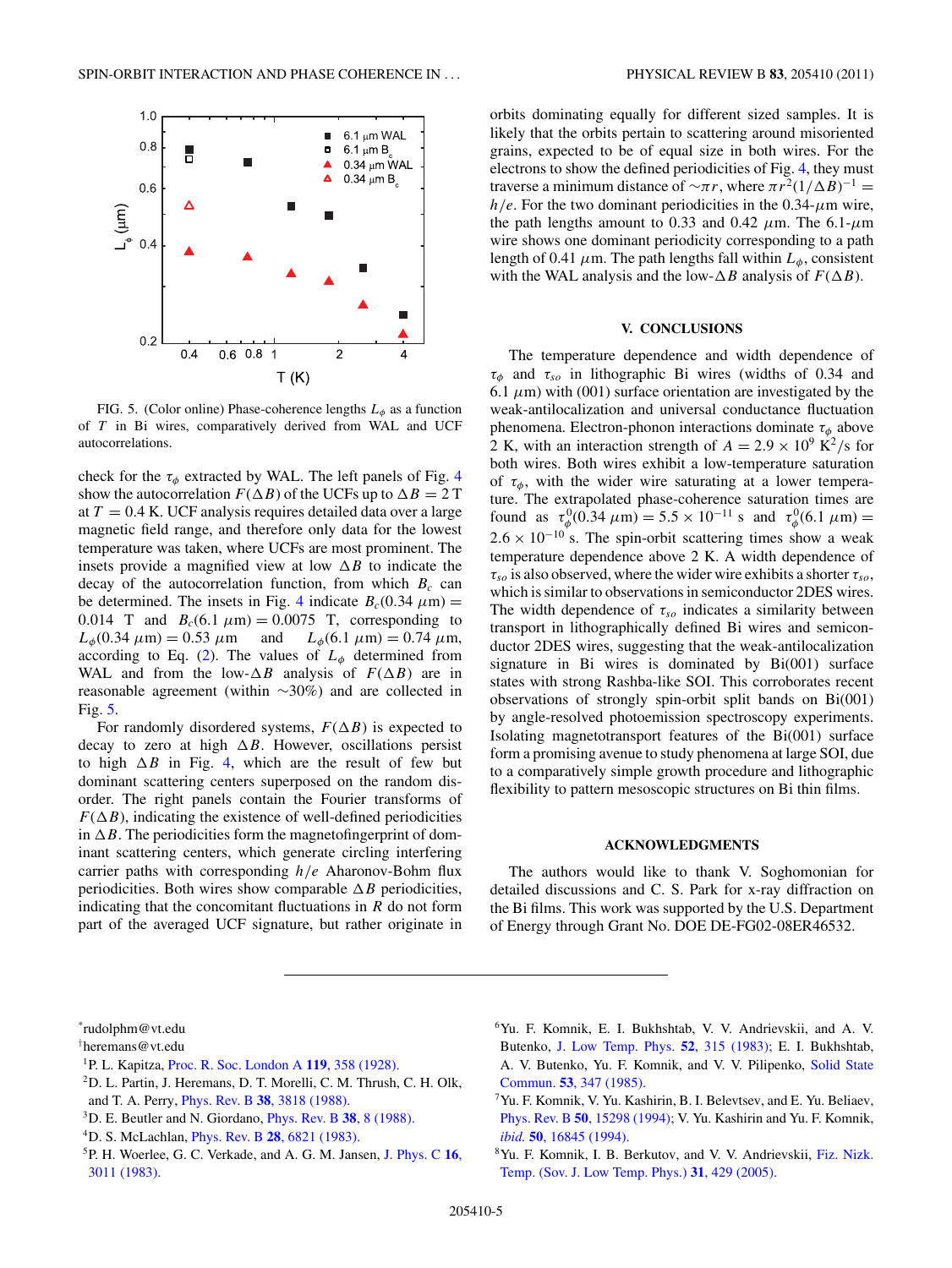FIG. 5. (Color online) Phase-coherence lengths $L_\phi$ as a function of $T$ in Bi wires, comparatively derived from WAL and UCF autocorrelations.

check for the $\tau_\phi$ extracted by WAL. The left panels of Fig. 4 show the autocorrelation $F(\Delta B)$ of the UCFs up to $\Delta B = 2$ T at $T = 0.4$ K. UCF analysis requires detailed data over a large magnetic field range, and therefore only data for the lowest temperature was taken, where UCFs are most prominent. The insets provide a magnified view at low $\Delta B$ to indicate the decay of the autocorrelation function, from which $B_c$ can be determined. The insets in Fig. 4 indicate $B_c(0.34\ \mu\text{m}) = 0.014$ T and $B_c(6.1\ \mu\text{m}) = 0.0075$ T, corresponding to $L_\phi(0.34\ \mu\text{m}) = 0.53\ \mu\text{m}$ and $L_\phi(6.1\ \mu\text{m}) = 0.74\ \mu\text{m}$, according to Eq. (2). The values of $L_\phi$ determined from WAL and from the low-$\Delta B$ analysis of $F(\Delta B)$ are in reasonable agreement (within $\sim$30%) and are collected in Fig. 5.

For randomly disordered systems, $F(\Delta B)$ is expected to decay to zero at high $\Delta B$. However, oscillations persist to high $\Delta B$ in Fig. 4, which are the result of few but dominant scattering centers superposed on the random disorder. The right panels contain the Fourier transforms of $F(\Delta B)$, indicating the existence of well-defined periodicities in $\Delta B$. The periodicities form the magnetofingerprint of dominant scattering centers, which generate circling interfering carrier paths with corresponding $h/e$ Aharonov-Bohm flux periodicities. Both wires show comparable $\Delta B$ periodicities, indicating that the concomitant fluctuations in $R$ do not form part of the averaged UCF signature, but rather originate in orbits dominating equally for different sized samples. It is likely that the orbits pertain to scattering around misoriented grains, expected to be of equal size in both wires. For the electrons to show the defined periodicities of Fig. 4, they must traverse a minimum distance of $\sim\pi r$, where $\pi r^2(1/\Delta B)^{-1} = h/e$. For the two dominant periodicities in the 0.34-$\mu$m wire, the path lengths amount to 0.33 and 0.42 $\mu$m. The 6.1-$\mu$m wire shows one dominant periodicity corresponding to a path length of 0.41 $\mu$m. The path lengths fall within $L_\phi$, consistent with the WAL analysis and the low-$\Delta B$ analysis of $F(\Delta B)$.

## V. CONCLUSIONS

The temperature dependence and width dependence of $\tau_\phi$ and $\tau_{so}$ in lithographic Bi wires (widths of 0.34 and 6.1 $\mu$m) with (001) surface orientation are investigated by the weak-antilocalization and universal conductance fluctuation phenomena. Electron-phonon interactions dominate $\tau_\phi$ above 2 K, with an interaction strength of $A = 2.9 \times 10^9$ K$^2$/s for both wires. Both wires exhibit a low-temperature saturation of $\tau_\phi$, with the wider wire saturating at a lower temperature. The extrapolated phase-coherence saturation times are found as $\tau_\phi^0(0.34\ \mu\text{m}) = 5.5 \times 10^{-11}$ s and $\tau_\phi^0(6.1\ \mu\text{m}) = 2.6 \times 10^{-10}$ s. The spin-orbit scattering times show a weak temperature dependence above 2 K. A width dependence of $\tau_{so}$ is also observed, where the wider wire exhibits a shorter $\tau_{so}$, which is similar to observations in semiconductor 2DES wires. The width dependence of $\tau_{so}$ indicates a similarity between transport in lithographically defined Bi wires and semiconductor 2DES wires, suggesting that the weak-antilocalization signature in Bi wires is dominated by Bi(001) surface states with strong Rashba-like SOI. This corroborates recent observations of strongly spin-orbit split bands on Bi(001) by angle-resolved photoemission spectroscopy experiments. Isolating magnetotransport features of the Bi(001) surface form a promising avenue to study phenomena at large SOI, due to a comparatively simple growth procedure and lithographic flexibility to pattern mesoscopic structures on Bi thin films.

## ACKNOWLEDGMENTS

The authors would like to thank V. Soghomonian for detailed discussions and C. S. Park for x-ray diffraction on the Bi films. This work was supported by the U.S. Department of Energy through Grant No. DOE DE-FG02-08ER46532.

---

*rudolphm@vt.edu

†heremans@vt.edu

[1] P. L. Kapitza, Proc. R. Soc. London A **119**, 358 (1928).

[2] D. L. Partin, J. Heremans, D. T. Morelli, C. M. Thrush, C. H. Olk, and T. A. Perry, Phys. Rev. B **38**, 3818 (1988).

[3] D. E. Beutler and N. Giordano, Phys. Rev. B **38**, 8 (1988).

[4] D. S. McLachlan, Phys. Rev. B **28**, 6821 (1983).

[5] P. H. Woerlee, G. C. Verkade, and A. G. M. Jansen, J. Phys. C **16**, 3011 (1983).

[6] Yu. F. Komnik, E. I. Bukhshtab, V. V. Andrievskii, and A. V. Butenko, J. Low Temp. Phys. **52**, 315 (1983); E. I. Bukhshtab, A. V. Butenko, Yu. F. Komnik, and V. V. Pilipenko, Solid State Commun. **53**, 347 (1985).

[7] Yu. F. Komnik, V. Yu. Kashirin, B. I. Belevtsev, and E. Yu. Beliaev, Phys. Rev. B **50**, 15298 (1994); V. Yu. Kashirin and Yu. F. Komnik, *ibid.* **50**, 16845 (1994).

[8] Yu. F. Komnik, I. B. Berkutov, and V. V. Andrievskii, Fiz. Nizk. Temp. (Sov. J. Low Temp. Phys.) **31**, 429 (2005).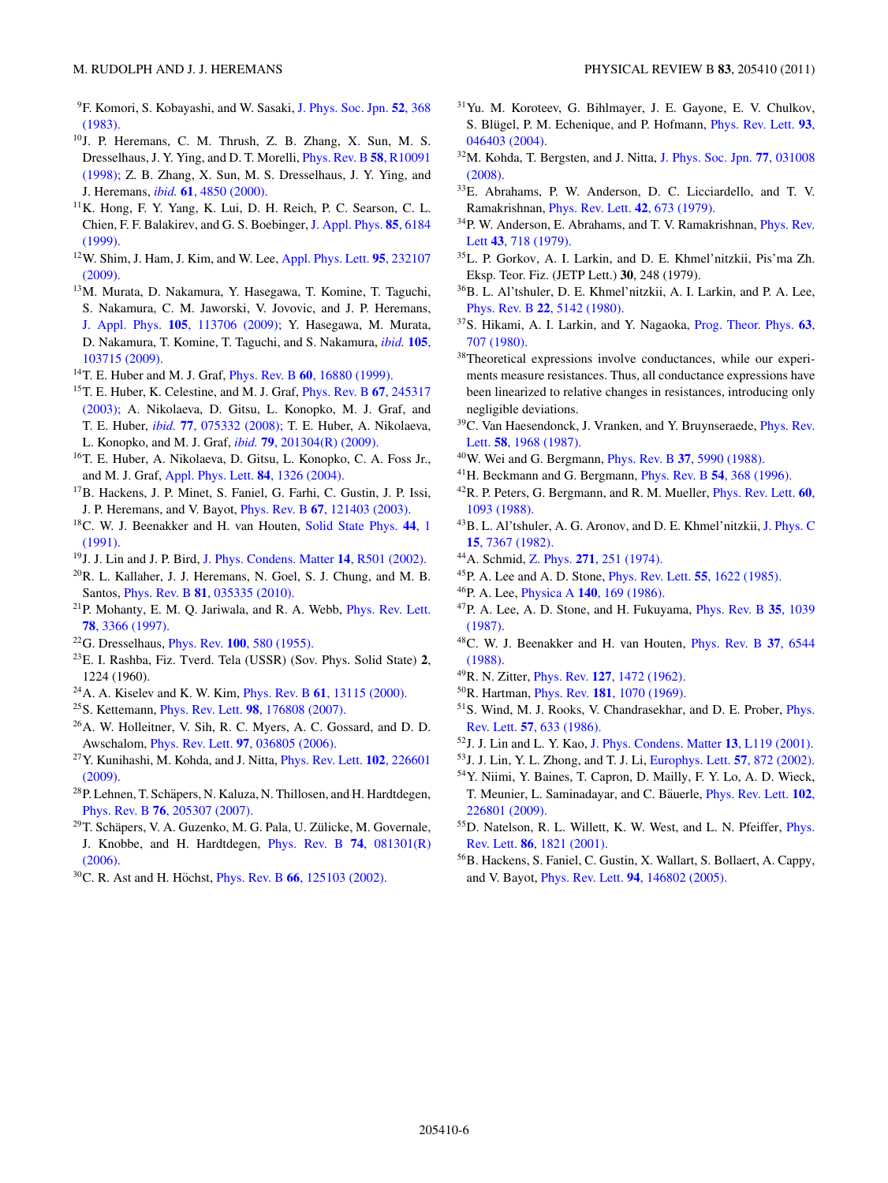[9] F. Komori, S. Kobayashi, and W. Sasaki, J. Phys. Soc. Jpn. **52**, 368 (1983).

[10] J. P. Heremans, C. M. Thrush, Z. B. Zhang, X. Sun, M. S. Dresselhaus, J. Y. Ying, and D. T. Morelli, Phys. Rev. B **58**, R10091 (1998); Z. B. Zhang, X. Sun, M. S. Dresselhaus, J. Y. Ying, and J. Heremans, *ibid.* **61**, 4850 (2000).

[11] K. Hong, F. Y. Yang, K. Lui, D. H. Reich, P. C. Searson, C. L. Chien, F. F. Balakirev, and G. S. Boebinger, J. Appl. Phys. **85**, 6184 (1999).

[12] W. Shim, J. Ham, J. Kim, and W. Lee, Appl. Phys. Lett. **95**, 232107 (2009).

[13] M. Murata, D. Nakamura, Y. Hasegawa, T. Komine, T. Taguchi, S. Nakamura, C. M. Jaworski, V. Jovovic, and J. P. Heremans, J. Appl. Phys. **105**, 113706 (2009); Y. Hasegawa, M. Murata, D. Nakamura, T. Komine, T. Taguchi, and S. Nakamura, *ibid.* **105**, 103715 (2009).

[14] T. E. Huber and M. J. Graf, Phys. Rev. B **60**, 16880 (1999).

[15] T. E. Huber, K. Celestine, and M. J. Graf, Phys. Rev. B **67**, 245317 (2003); A. Nikolaeva, D. Gitsu, L. Konopko, M. J. Graf, and T. E. Huber, *ibid.* **77**, 075332 (2008); T. E. Huber, A. Nikolaeva, L. Konopko, and M. J. Graf, *ibid.* **79**, 201304(R) (2009).

[16] T. E. Huber, A. Nikolaeva, D. Gitsu, L. Konopko, C. A. Foss Jr., and M. J. Graf, Appl. Phys. Lett. **84**, 1326 (2004).

[17] B. Hackens, J. P. Minet, S. Faniel, G. Farhi, C. Gustin, J. P. Issi, J. P. Heremans, and V. Bayot, Phys. Rev. B **67**, 121403 (2003).

[18] C. W. J. Beenakker and H. van Houten, Solid State Phys. **44**, 1 (1991).

[19] J. J. Lin and J. P. Bird, J. Phys. Condens. Matter **14**, R501 (2002).

[20] R. L. Kallaher, J. J. Heremans, N. Goel, S. J. Chung, and M. B. Santos, Phys. Rev. B **81**, 035335 (2010).

[21] P. Mohanty, E. M. Q. Jariwala, and R. A. Webb, Phys. Rev. Lett. **78**, 3366 (1997).

[22] G. Dresselhaus, Phys. Rev. **100**, 580 (1955).

[23] E. I. Rashba, Fiz. Tverd. Tela (USSR) (Sov. Phys. Solid State) **2**, 1224 (1960).

[24] A. A. Kiselev and K. W. Kim, Phys. Rev. B **61**, 13115 (2000).

[25] S. Kettemann, Phys. Rev. Lett. **98**, 176808 (2007).

[26] A. W. Holleitner, V. Sih, R. C. Myers, A. C. Gossard, and D. D. Awschalom, Phys. Rev. Lett. **97**, 036805 (2006).

[27] Y. Kunihashi, M. Kohda, and J. Nitta, Phys. Rev. Lett. **102**, 226601 (2009).

[28] P. Lehnen, T. Schäpers, N. Kaluza, N. Thillosen, and H. Hardtdegen, Phys. Rev. B **76**, 205307 (2007).

[29] T. Schäpers, V. A. Guzenko, M. G. Pala, U. Zülicke, M. Governale, J. Knobbe, and H. Hardtdegen, Phys. Rev. B **74**, 081301(R) (2006).

[30] C. R. Ast and H. Höchst, Phys. Rev. B **66**, 125103 (2002).

[31] Yu. M. Koroteev, G. Bihlmayer, J. E. Gayone, E. V. Chulkov, S. Blügel, P. M. Echenique, and P. Hofmann, Phys. Rev. Lett. **93**, 046403 (2004).

[32] M. Kohda, T. Bergsten, and J. Nitta, J. Phys. Soc. Jpn. **77**, 031008 (2008).

[33] E. Abrahams, P. W. Anderson, D. C. Licciardello, and T. V. Ramakrishnan, Phys. Rev. Lett. **42**, 673 (1979).

[34] P. W. Anderson, E. Abrahams, and T. V. Ramakrishnan, Phys. Rev. Lett **43**, 718 (1979).

[35] L. P. Gorkov, A. I. Larkin, and D. E. Khmel'nitzkii, Pis'ma Zh. Eksp. Teor. Fiz. (JETP Lett.) **30**, 248 (1979).

[36] B. L. Al'tshuler, D. E. Khmel'nitzkii, A. I. Larkin, and P. A. Lee, Phys. Rev. B **22**, 5142 (1980).

[37] S. Hikami, A. I. Larkin, and Y. Nagaoka, Prog. Theor. Phys. **63**, 707 (1980).

[38] Theoretical expressions involve conductances, while our experiments measure resistances. Thus, all conductance expressions have been linearized to relative changes in resistances, introducing only negligible deviations.

[39] C. Van Haesendonck, J. Vranken, and Y. Bruynseraede, Phys. Rev. Lett. **58**, 1968 (1987).

[40] W. Wei and G. Bergmann, Phys. Rev. B **37**, 5990 (1988).

[41] H. Beckmann and G. Bergmann, Phys. Rev. B **54**, 368 (1996).

[42] R. P. Peters, G. Bergmann, and R. M. Mueller, Phys. Rev. Lett. **60**, 1093 (1988).

[43] B. L. Al'tshuler, A. G. Aronov, and D. E. Khmel'nitzkii, J. Phys. C **15**, 7367 (1982).

[44] A. Schmid, Z. Phys. **271**, 251 (1974).

[45] P. A. Lee and A. D. Stone, Phys. Rev. Lett. **55**, 1622 (1985).

[46] P. A. Lee, Physica A **140**, 169 (1986).

[47] P. A. Lee, A. D. Stone, and H. Fukuyama, Phys. Rev. B **35**, 1039 (1987).

[48] C. W. J. Beenakker and H. van Houten, Phys. Rev. B **37**, 6544 (1988).

[49] R. N. Zitter, Phys. Rev. **127**, 1472 (1962).

[50] R. Hartman, Phys. Rev. **181**, 1070 (1969).

[51] S. Wind, M. J. Rooks, V. Chandrasekhar, and D. E. Prober, Phys. Rev. Lett. **57**, 633 (1986).

[52] J. J. Lin and L. Y. Kao, J. Phys. Condens. Matter **13**, L119 (2001).

[53] J. J. Lin, Y. L. Zhong, and T. J. Li, Europhys. Lett. **57**, 872 (2002).

[54] Y. Niimi, Y. Baines, T. Capron, D. Mailly, F. Y. Lo, A. D. Wieck, T. Meunier, L. Saminadayar, and C. Bäuerle, Phys. Rev. Lett. **102**, 226801 (2009).

[55] D. Natelson, R. L. Willett, K. W. West, and L. N. Pfeiffer, Phys. Rev. Lett. **86**, 1821 (2001).

[56] B. Hackens, S. Faniel, C. Gustin, X. Wallart, S. Bollaert, A. Cappy, and V. Bayot, Phys. Rev. Lett. **94**, 146802 (2005).